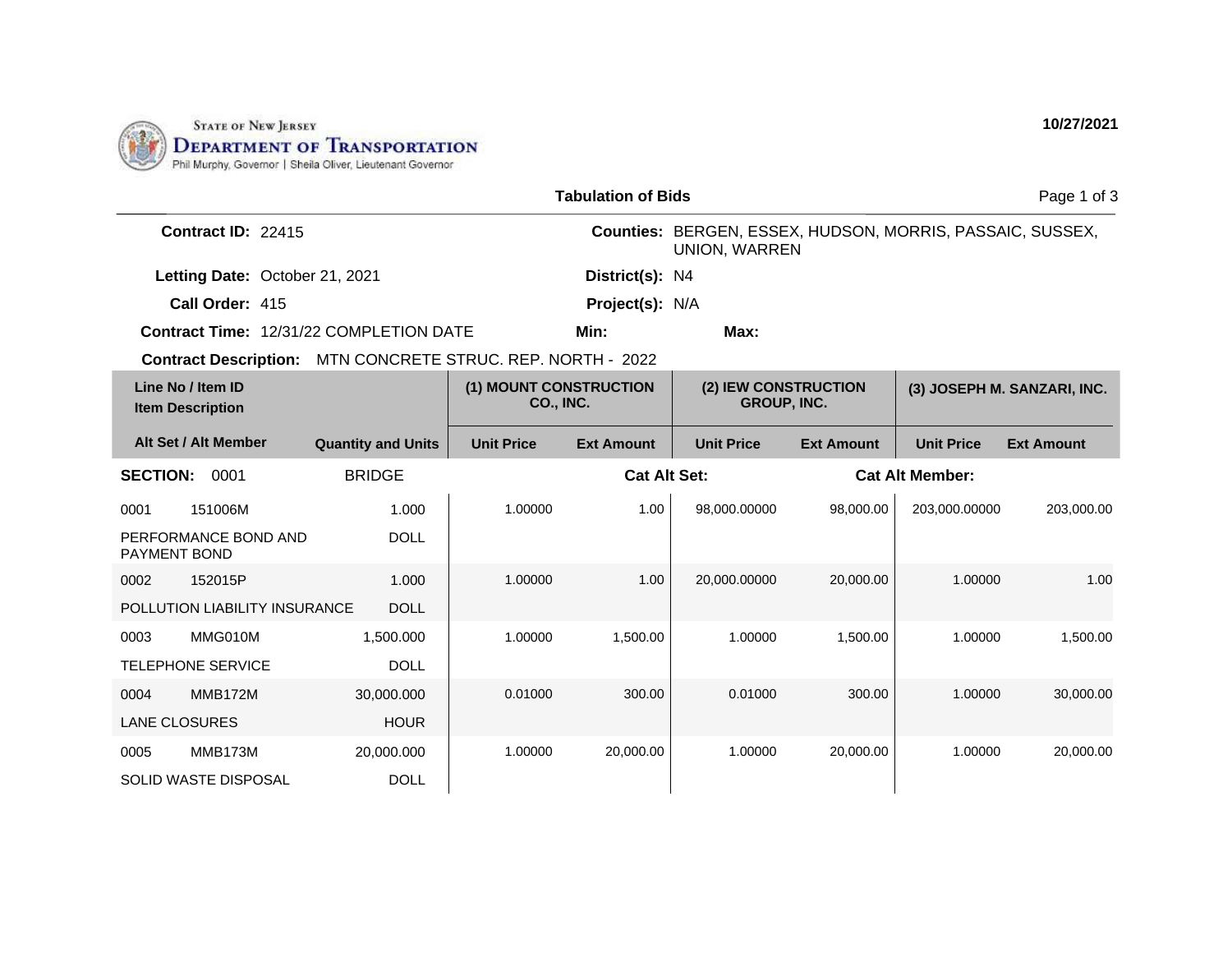STATE OF NEW JERSEY
**DEPARTMENT OF TRANSPORTATION**
Phil Murphy, Governor | Sheila Oliver, Lieutenant Governor

10/27/2021

## Tabulation of Bids

**Contract ID:** 22415

**Counties:** BERGEN, ESSEX, HUDSON, MORRIS, PASSAIC, SUSSEX, UNION, WARREN

**Letting Date:** October 21, 2021

**District(s):** N4

**Call Order:** 415

**Project(s):** N/A

**Contract Time:** 12/31/22 COMPLETION DATE

**Min:**

**Max:**

**Contract Description:** MTN CONCRETE STRUC. REP. NORTH - 2022

| Line No / Item ID | Item Description | Quantity and Units | (1) MOUNT CONSTRUCTION CO., INC. Unit Price | (1) MOUNT CONSTRUCTION CO., INC. Ext Amount | (2) IEW CONSTRUCTION GROUP, INC. Unit Price | (2) IEW CONSTRUCTION GROUP, INC. Ext Amount | (3) JOSEPH M. SANZARI, INC. Unit Price | (3) JOSEPH M. SANZARI, INC. Ext Amount |
|---|---|---|---|---|---|---|---|---|
| **SECTION: 0001** | BRIDGE | | **Cat Alt Set:** | | | **Cat Alt Member:** | | |
| 0001 151006M | PERFORMANCE BOND AND PAYMENT BOND | 1.000 DOLL | 1.00000 | 1.00 | 98,000.00000 | 98,000.00 | 203,000.00000 | 203,000.00 |
| 0002 152015P | POLLUTION LIABILITY INSURANCE | 1.000 DOLL | 1.00000 | 1.00 | 20,000.00000 | 20,000.00 | 1.00000 | 1.00 |
| 0003 MMG010M | TELEPHONE SERVICE | 1,500.000 DOLL | 1.00000 | 1,500.00 | 1.00000 | 1,500.00 | 1.00000 | 1,500.00 |
| 0004 MMB172M | LANE CLOSURES | 30,000.000 HOUR | 0.01000 | 300.00 | 0.01000 | 300.00 | 1.00000 | 30,000.00 |
| 0005 MMB173M | SOLID WASTE DISPOSAL | 20,000.000 DOLL | 1.00000 | 20,000.00 | 1.00000 | 20,000.00 | 1.00000 | 20,000.00 |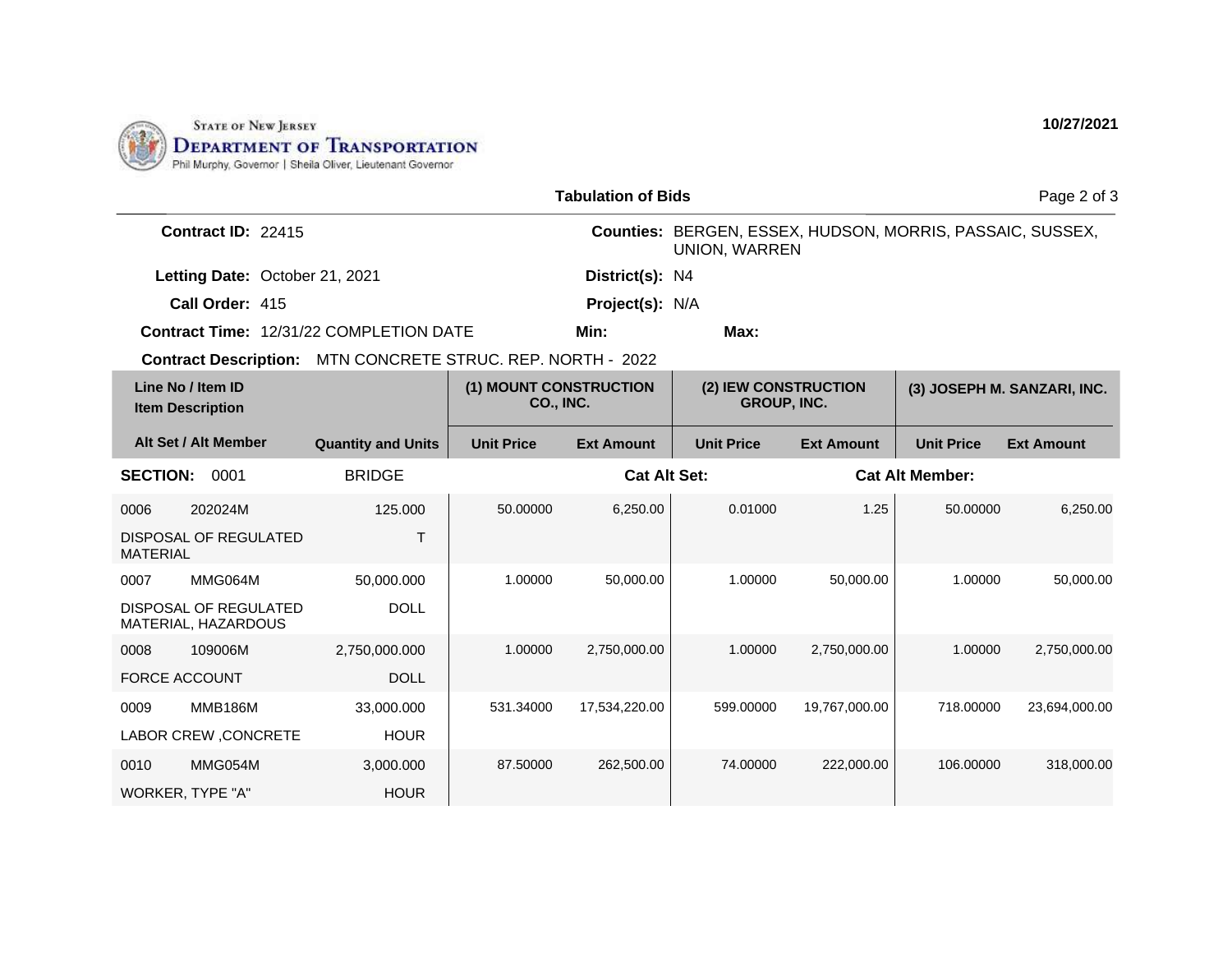**STATE OF NEW JERSEY**
**DEPARTMENT OF TRANSPORTATION**
Phil Murphy, Governor | Sheila Oliver, Lieutenant Governor

**10/27/2021**

## Tabulation of Bids

**Contract ID:** 22415

**Counties:** BERGEN, ESSEX, HUDSON, MORRIS, PASSAIC, SUSSEX, UNION, WARREN

**Letting Date:** October 21, 2021

**District(s):** N4

**Call Order:** 415

**Project(s):** N/A

**Contract Time:** 12/31/22 COMPLETION DATE

**Min:**

**Max:**

**Contract Description:** MTN CONCRETE STRUC. REP. NORTH - 2022

| Line No / Item ID | Item Description / Alt Set / Alt Member | Quantity and Units | (1) MOUNT CONSTRUCTION CO., INC. Unit Price | (1) MOUNT CONSTRUCTION CO., INC. Ext Amount | (2) IEW CONSTRUCTION GROUP, INC. Unit Price | (2) IEW CONSTRUCTION GROUP, INC. Ext Amount | (3) JOSEPH M. SANZARI, INC. Unit Price | (3) JOSEPH M. SANZARI, INC. Ext Amount |
|---|---|---|---|---|---|---|---|---|
| **SECTION: 0001** | BRIDGE | | **Cat Alt Set:** | | | **Cat Alt Member:** | | |
| 0006 202024M | DISPOSAL OF REGULATED MATERIAL | 125.000 T | 50.00000 | 6,250.00 | 0.01000 | 1.25 | 50.00000 | 6,250.00 |
| 0007 MMG064M | DISPOSAL OF REGULATED MATERIAL, HAZARDOUS | 50,000.000 DOLL | 1.00000 | 50,000.00 | 1.00000 | 50,000.00 | 1.00000 | 50,000.00 |
| 0008 109006M | FORCE ACCOUNT | 2,750,000.000 DOLL | 1.00000 | 2,750,000.00 | 1.00000 | 2,750,000.00 | 1.00000 | 2,750,000.00 |
| 0009 MMB186M | LABOR CREW ,CONCRETE | 33,000.000 HOUR | 531.34000 | 17,534,220.00 | 599.00000 | 19,767,000.00 | 718.00000 | 23,694,000.00 |
| 0010 MMG054M | WORKER, TYPE "A" | 3,000.000 HOUR | 87.50000 | 262,500.00 | 74.00000 | 222,000.00 | 106.00000 | 318,000.00 |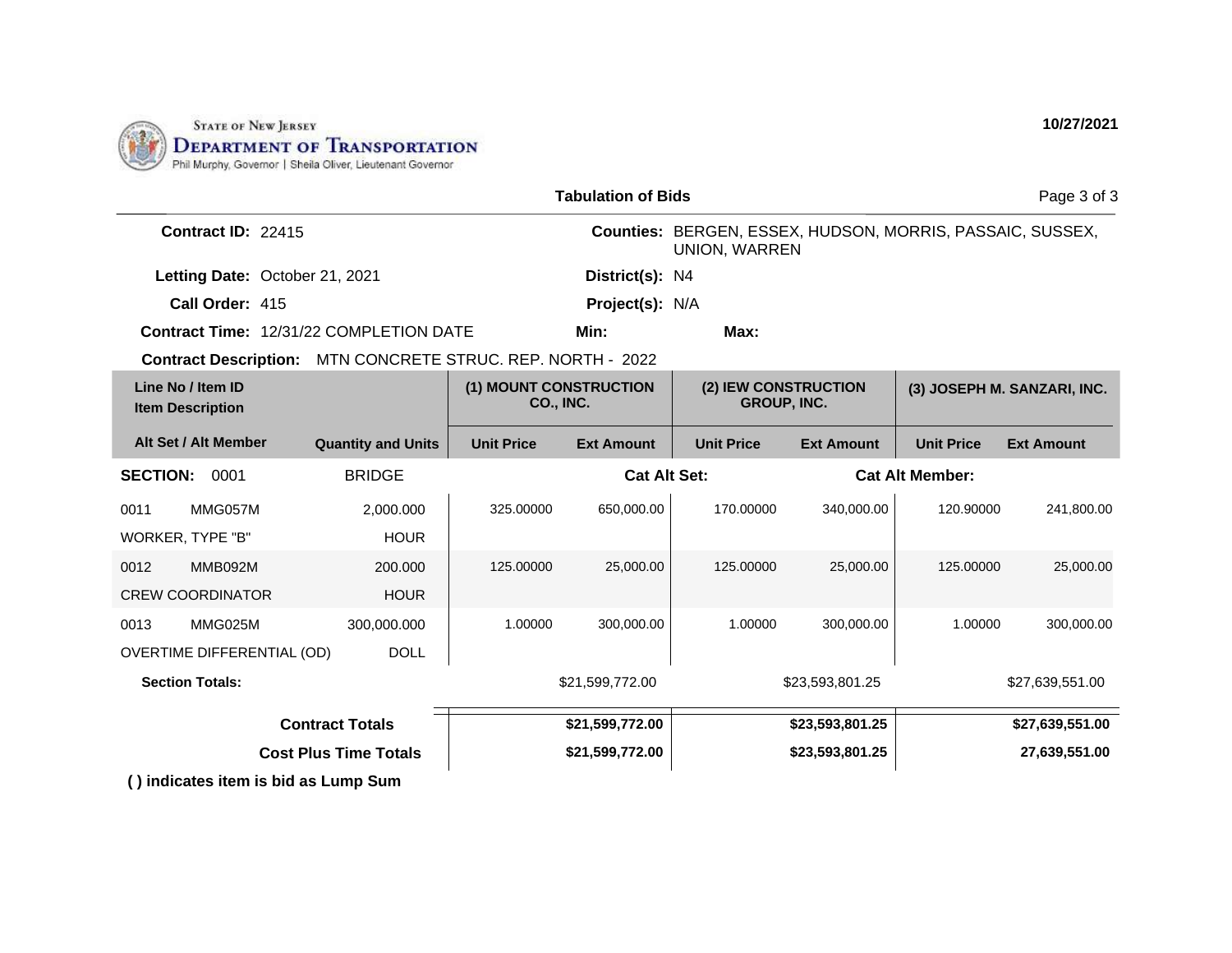STATE OF NEW JERSEY
DEPARTMENT OF TRANSPORTATION
Phil Murphy, Governor | Sheila Oliver, Lieutenant Governor

10/27/2021

## Tabulation of Bids

**Contract ID:** 22415
**Counties:** BERGEN, ESSEX, HUDSON, MORRIS, PASSAIC, SUSSEX, UNION, WARREN
**Letting Date:** October 21, 2021
**District(s):** N4
**Call Order:** 415
**Project(s):** N/A
**Contract Time:** 12/31/22 COMPLETION DATE
**Min:**
**Max:**
**Contract Description:** MTN CONCRETE STRUC. REP. NORTH - 2022

| Line No / Item ID / Item Description | | Quantity and Units | (1) MOUNT CONSTRUCTION CO., INC. | | (2) IEW CONSTRUCTION GROUP, INC. | | (3) JOSEPH M. SANZARI, INC. | |
|---|---|---|---|---|---|---|---|---|
| Alt Set / Alt Member | | | Unit Price | Ext Amount | Unit Price | Ext Amount | Unit Price | Ext Amount |
| **SECTION:** 0001 | | BRIDGE | | **Cat Alt Set:** | | **Cat Alt Member:** | | |
| 0011 | MMG057M | 2,000.000 | 325.00000 | 650,000.00 | 170.00000 | 340,000.00 | 120.90000 | 241,800.00 |
| WORKER, TYPE "B" | | HOUR | | | | | | |
| 0012 | MMB092M | 200.000 | 125.00000 | 25,000.00 | 125.00000 | 25,000.00 | 125.00000 | 25,000.00 |
| CREW COORDINATOR | | HOUR | | | | | | |
| 0013 | MMG025M | 300,000.000 | 1.00000 | 300,000.00 | 1.00000 | 300,000.00 | 1.00000 | 300,000.00 |
| OVERTIME DIFFERENTIAL (OD) | | DOLL | | | | | | |
| **Section Totals:** | | | | $21,599,772.00 | | $23,593,801.25 | | $27,639,551.00 |
| **Contract Totals** | | | | **$21,599,772.00** | | **$23,593,801.25** | | **$27,639,551.00** |
| **Cost Plus Time Totals** | | | | **$21,599,772.00** | | **$23,593,801.25** | | **27,639,551.00** |

**( ) indicates item is bid as Lump Sum**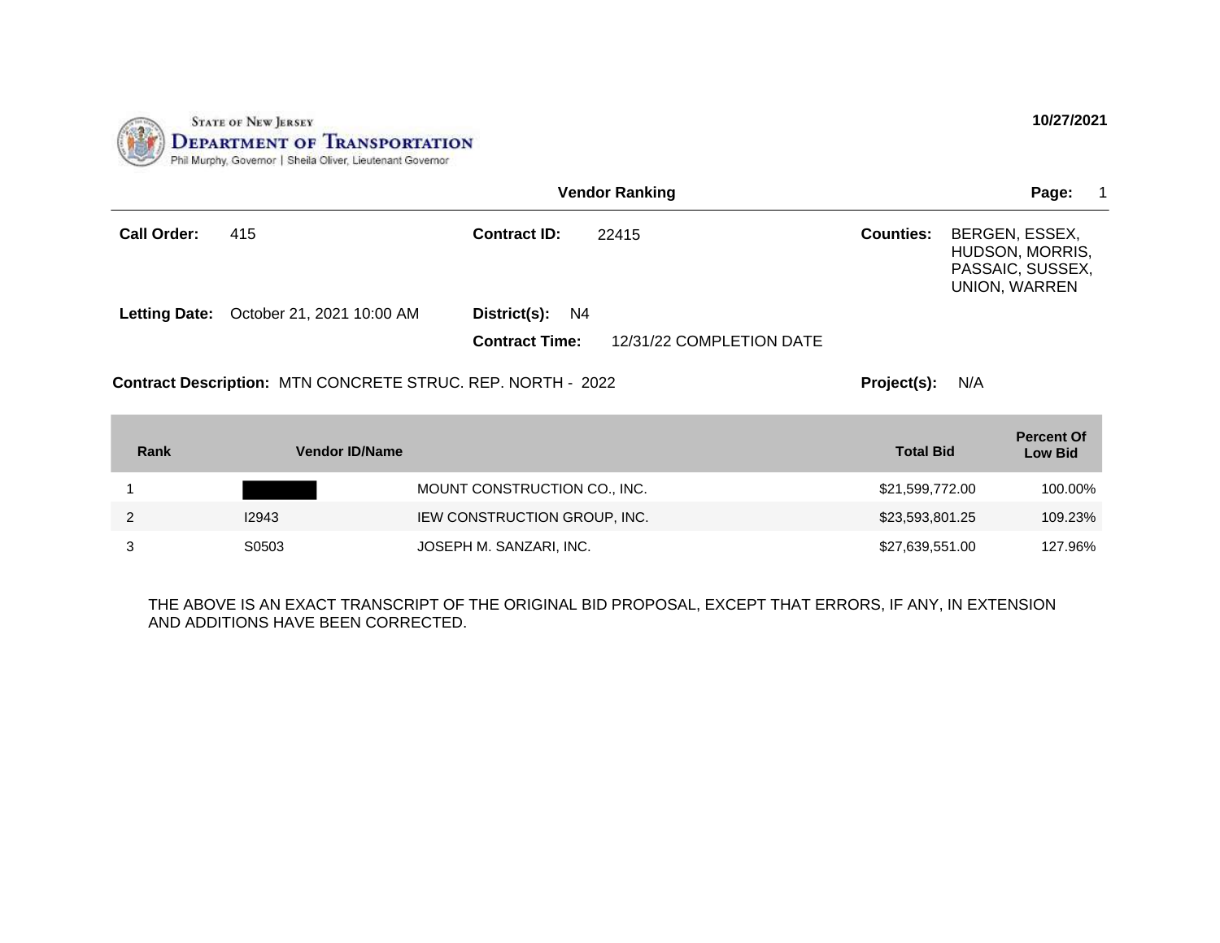STATE OF NEW JERSEY
**DEPARTMENT OF TRANSPORTATION**
Phil Murphy, Governor | Sheila Oliver, Lieutenant Governor

**10/27/2021**

**Vendor Ranking**

**Call Order:** 415

**Contract ID:** 22415

**Counties:** BERGEN, ESSEX, HUDSON, MORRIS, PASSAIC, SUSSEX, UNION, WARREN

**Letting Date:** October 21, 2021 10:00 AM

**District(s):** N4

**Contract Time:** 12/31/22 COMPLETION DATE

**Contract Description:** MTN CONCRETE STRUC. REP. NORTH - 2022

**Project(s):** N/A

| Rank | Vendor ID/Name | | Total Bid | Percent Of Low Bid |
|---|---|---|---|---|
| 1 | | MOUNT CONSTRUCTION CO., INC. | $21,599,772.00 | 100.00% |
| 2 | I2943 | IEW CONSTRUCTION GROUP, INC. | $23,593,801.25 | 109.23% |
| 3 | S0503 | JOSEPH M. SANZARI, INC. | $27,639,551.00 | 127.96% |

THE ABOVE IS AN EXACT TRANSCRIPT OF THE ORIGINAL BID PROPOSAL, EXCEPT THAT ERRORS, IF ANY, IN EXTENSION AND ADDITIONS HAVE BEEN CORRECTED.